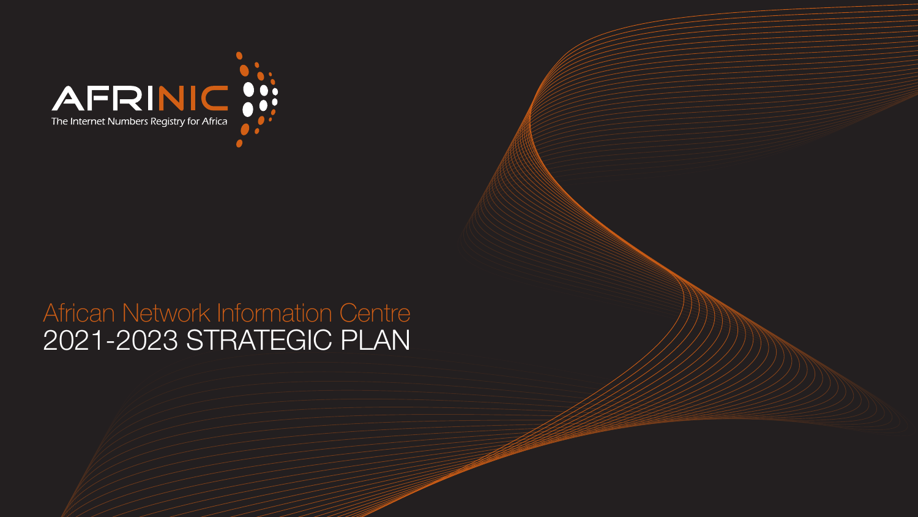AFRINIC

The Internet Numbers Registry for Africa

# African Network Information Centre

# 2021-2023 STRATEGIC PLAN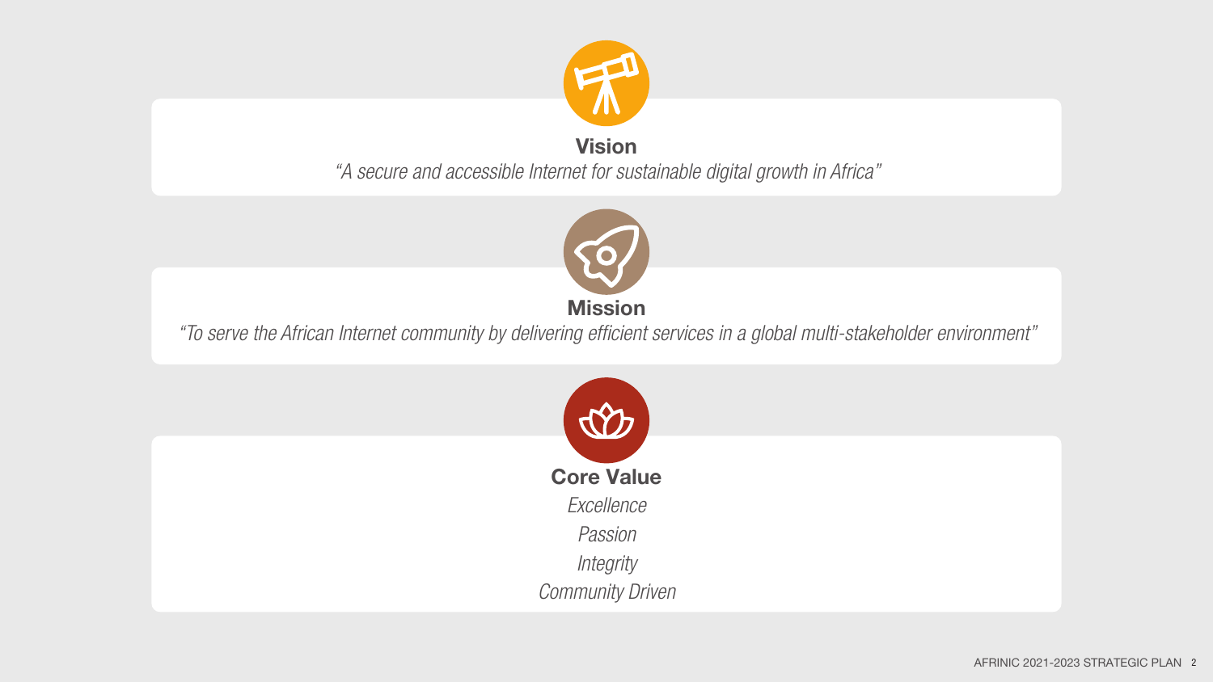## Vision

*"A secure and accessible Internet for sustainable digital growth in Africa"*

## Mission

*"To serve the African Internet community by delivering efficient services in a global multi-stakeholder environment"*

## Core Value

*Excellence*

*Passion*

*Integrity*

*Community Driven*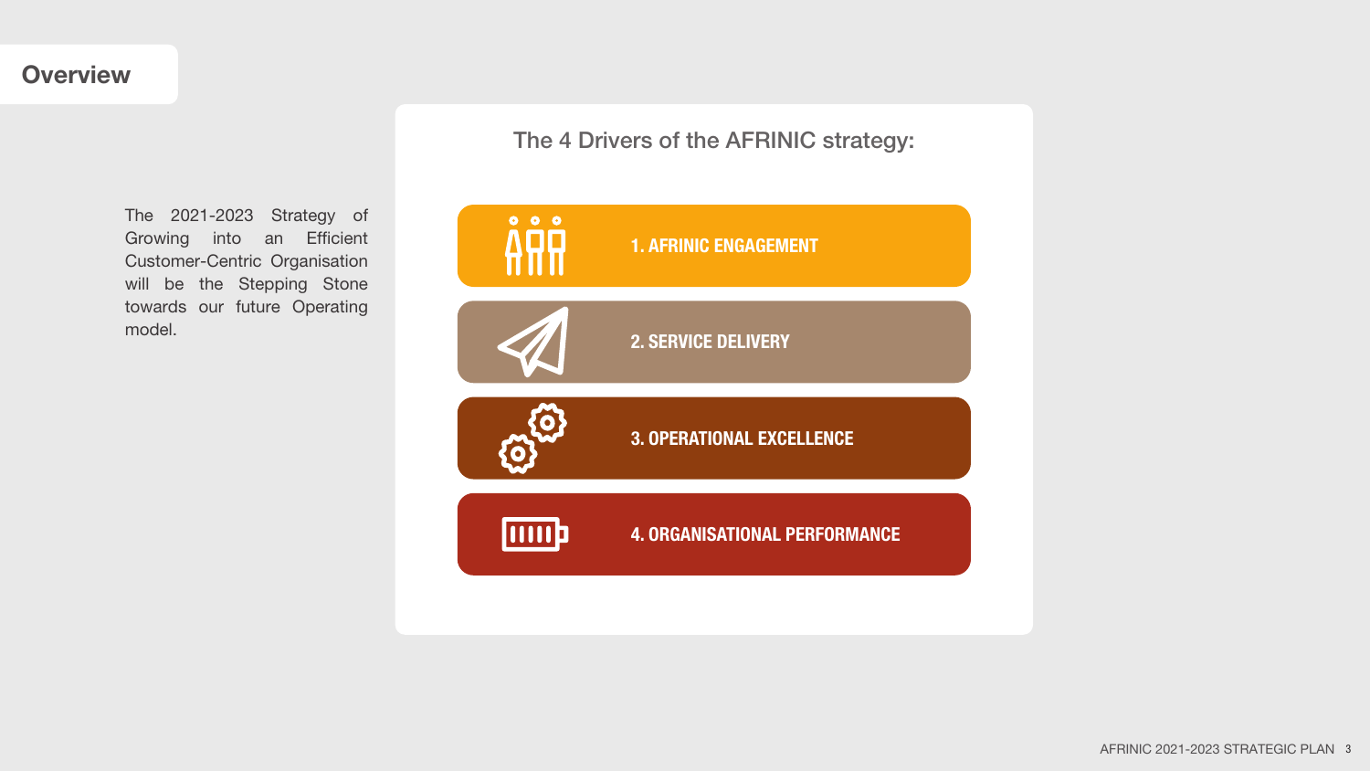# Overview

The 2021-2023 Strategy of Growing into an Efficient Customer-Centric Organisation will be the Stepping Stone towards our future Operating model.

## The 4 Drivers of the AFRINIC strategy:

1. AFRINIC ENGAGEMENT
2. SERVICE DELIVERY
3. OPERATIONAL EXCELLENCE
4. ORGANISATIONAL PERFORMANCE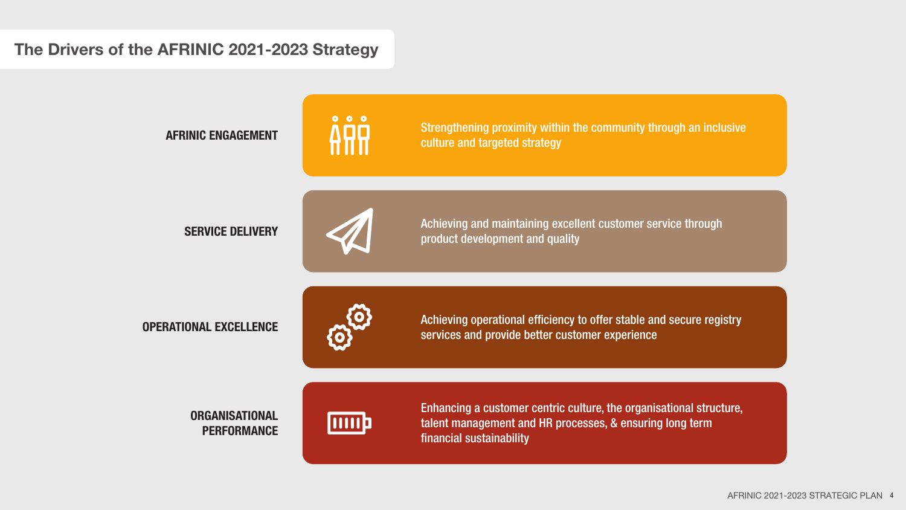## The Drivers of the AFRINIC 2021-2023 Strategy

**AFRINIC ENGAGEMENT**

Strengthening proximity within the community through an inclusive culture and targeted strategy

**SERVICE DELIVERY**

Achieving and maintaining excellent customer service through product development and quality

**OPERATIONAL EXCELLENCE**

Achieving operational efficiency to offer stable and secure registry services and provide better customer experience

**ORGANISATIONAL PERFORMANCE**

Enhancing a customer centric culture, the organisational structure, talent management and HR processes, & ensuring long term financial sustainability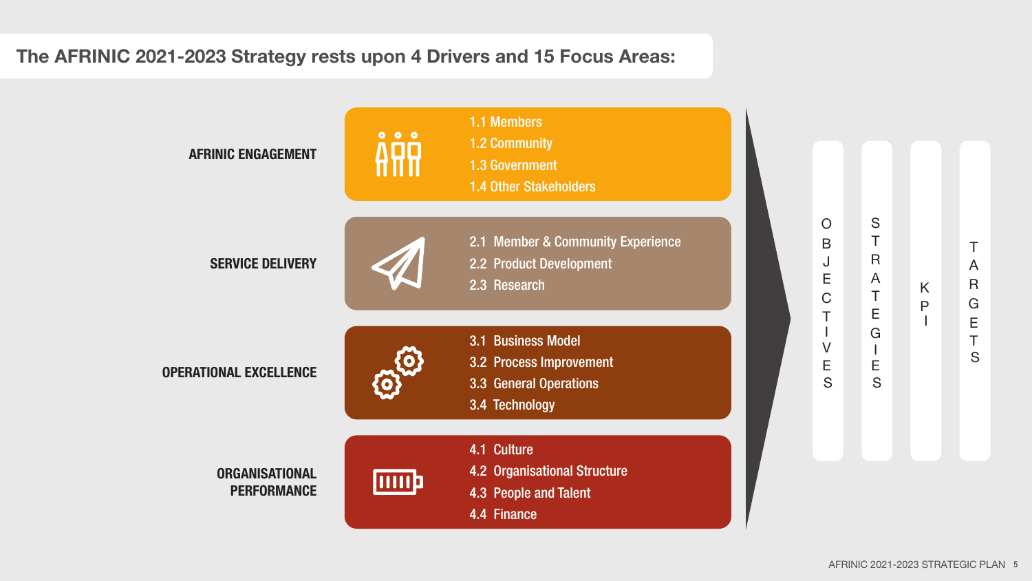## The AFRINIC 2021-2023 Strategy rests upon 4 Drivers and 15 Focus Areas:

**AFRINIC ENGAGEMENT**

- 1.1 Members
- 1.2 Community
- 1.3 Government
- 1.4 Other Stakeholders

**SERVICE DELIVERY**

- 2.1 Member & Community Experience
- 2.2 Product Development
- 2.3 Research

**OPERATIONAL EXCELLENCE**

- 3.1 Business Model
- 3.2 Process Improvement
- 3.3 General Operations
- 3.4 Technology

**ORGANISATIONAL PERFORMANCE**

- 4.1 Culture
- 4.2 Organisational Structure
- 4.3 People and Talent
- 4.4 Finance

OBJECTIVES | STRATEGIES | KPI | TARGETS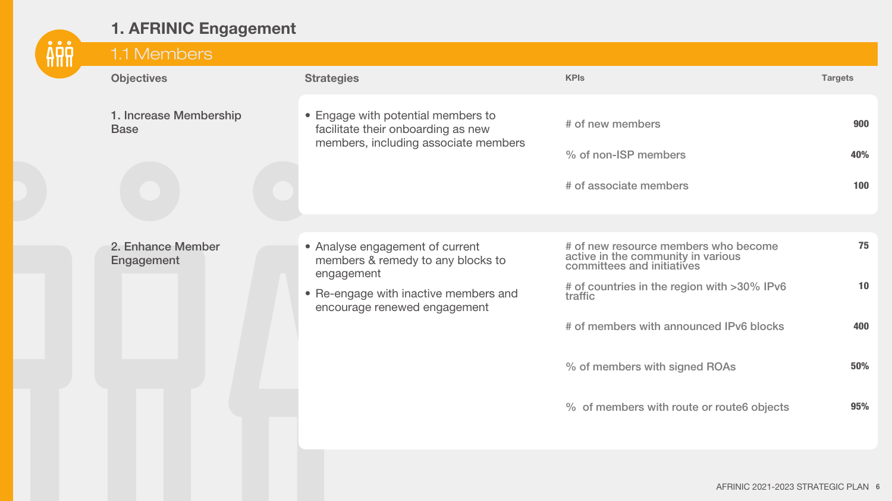# 1. AFRINIC Engagement

## 1.1 Members

| Objectives | Strategies | KPIs | Targets |
|---|---|---|---|
| 1. Increase Membership Base | • Engage with potential members to facilitate their onboarding as new members, including associate members | # of new members | 900 |
| | | % of non-ISP members | 40% |
| | | # of associate members | 100 |
| 2. Enhance Member Engagement | • Analyse engagement of current members & remedy to any blocks to engagement<br>• Re-engage with inactive members and encourage renewed engagement | # of new resource members who become active in the community in various committees and initiatives | 75 |
| | | # of countries in the region with >30% IPv6 traffic | 10 |
| | | # of members with announced IPv6 blocks | 400 |
| | | % of members with signed ROAs | 50% |
| | | % of members with route or route6 objects | 95% |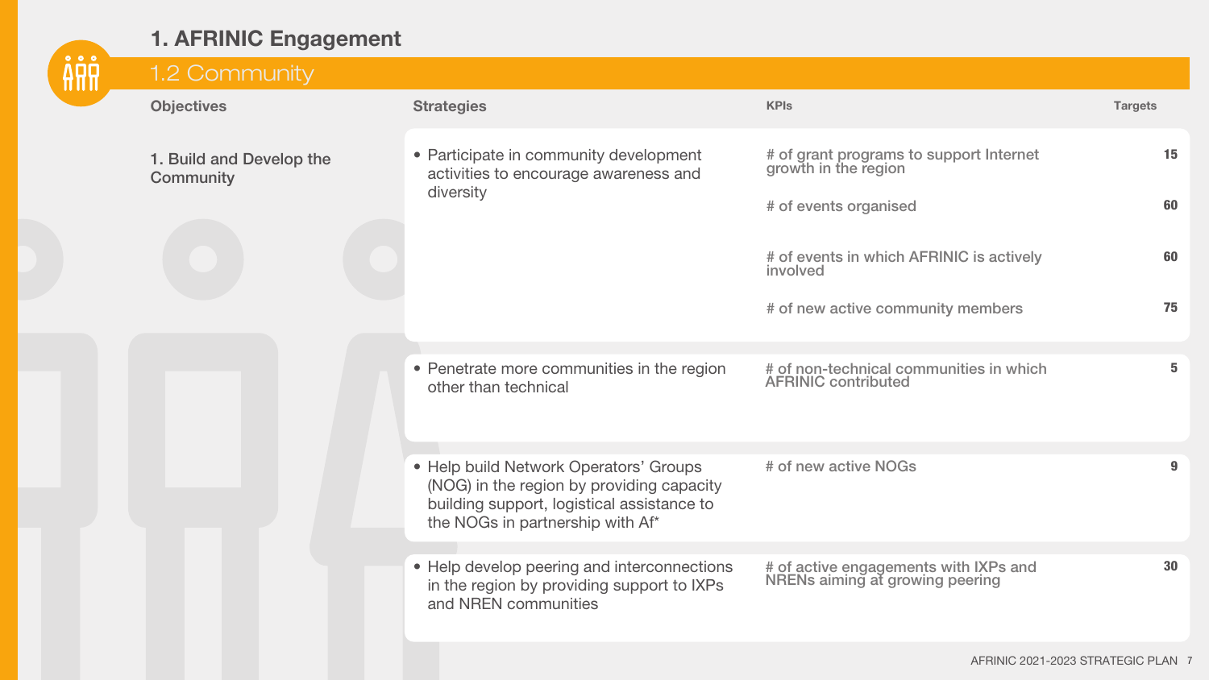# 1. AFRINIC Engagement

## 1.2 Community

| Objectives | Strategies | KPIs | Targets |
| --- | --- | --- | --- |
| 1. Build and Develop the Community | • Participate in community development activities to encourage awareness and diversity | # of grant programs to support Internet growth in the region | 15 |
| | | # of events organised | 60 |
| | | # of events in which AFRINIC is actively involved | 60 |
| | | # of new active community members | 75 |
| | • Penetrate more communities in the region other than technical | # of non-technical communities in which AFRINIC contributed | 5 |
| | • Help build Network Operators' Groups (NOG) in the region by providing capacity building support, logistical assistance to the NOGs in partnership with Af* | # of new active NOGs | 9 |
| | • Help develop peering and interconnections in the region by providing support to IXPs and NREN communities | # of active engagements with IXPs and NRENs aiming at growing peering | 30 |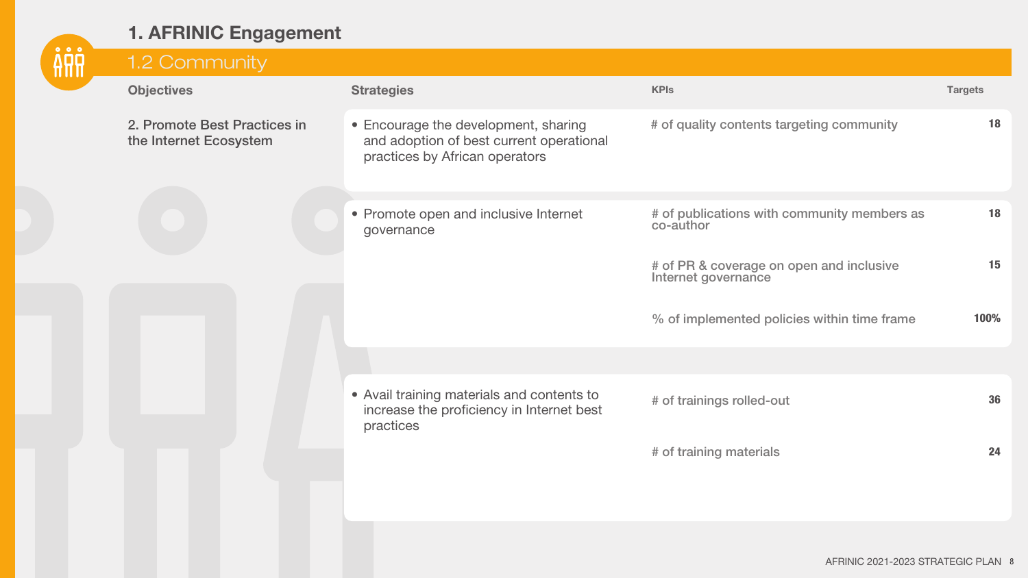# 1. AFRINIC Engagement

## 1.2 Community

| Objectives | Strategies | KPIs | Targets |
| --- | --- | --- | --- |
| 2. Promote Best Practices in the Internet Ecosystem | • Encourage the development, sharing and adoption of best current operational practices by African operators | # of quality contents targeting community | 18 |
| | • Promote open and inclusive Internet governance | # of publications with community members as co-author | 18 |
| | | # of PR & coverage on open and inclusive Internet governance | 15 |
| | | % of implemented policies within time frame | 100% |
| | • Avail training materials and contents to increase the proficiency in Internet best practices | # of trainings rolled-out | 36 |
| | | # of training materials | 24 |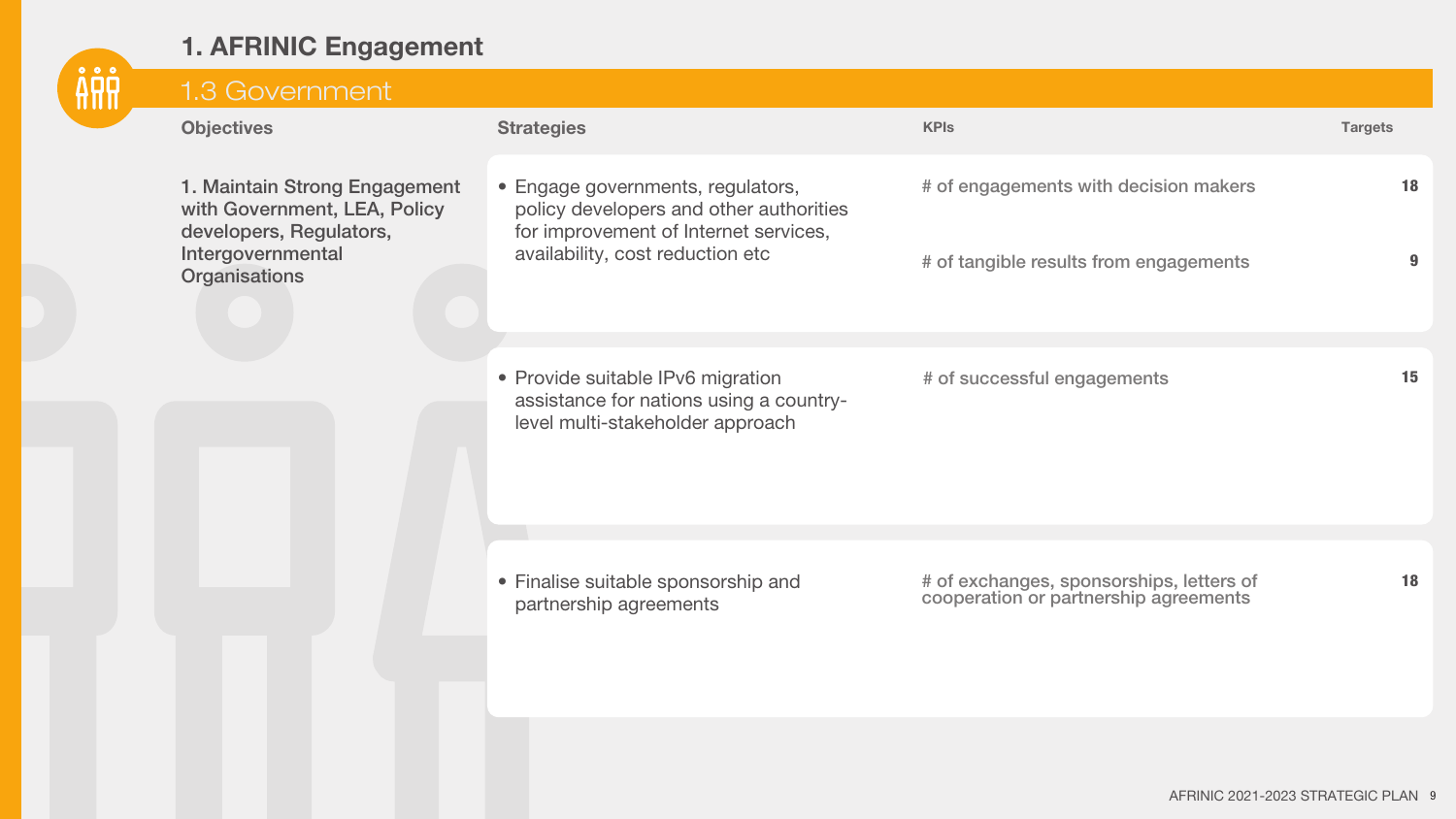# 1. AFRINIC Engagement

## 1.3 Government

| Objectives | Strategies | KPIs | Targets |
|---|---|---|---|
| 1. Maintain Strong Engagement with Government, LEA, Policy developers, Regulators, Intergovernmental Organisations | • Engage governments, regulators, policy developers and other authorities for improvement of Internet services, availability, cost reduction etc | # of engagements with decision makers | 18 |
| | | # of tangible results from engagements | 9 |
| | • Provide suitable IPv6 migration assistance for nations using a country-level multi-stakeholder approach | # of successful engagements | 15 |
| | • Finalise suitable sponsorship and partnership agreements | # of exchanges, sponsorships, letters of cooperation or partnership agreements | 18 |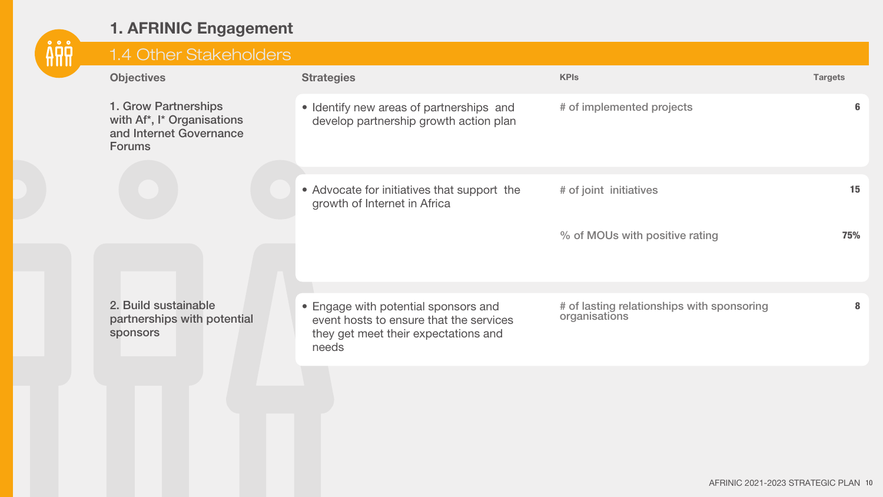# 1. AFRINIC Engagement

## 1.4 Other Stakeholders

| Objectives | Strategies | KPIs | Targets |
|---|---|---|---|
| 1. Grow Partnerships with Af*, I* Organisations and Internet Governance Forums | • Identify new areas of partnerships and develop partnership growth action plan | # of implemented projects | 6 |
| | • Advocate for initiatives that support the growth of Internet in Africa | # of joint initiatives | 15 |
| | | % of MOUs with positive rating | 75% |
| 2. Build sustainable partnerships with potential sponsors | • Engage with potential sponsors and event hosts to ensure that the services they get meet their expectations and needs | # of lasting relationships with sponsoring organisations | 8 |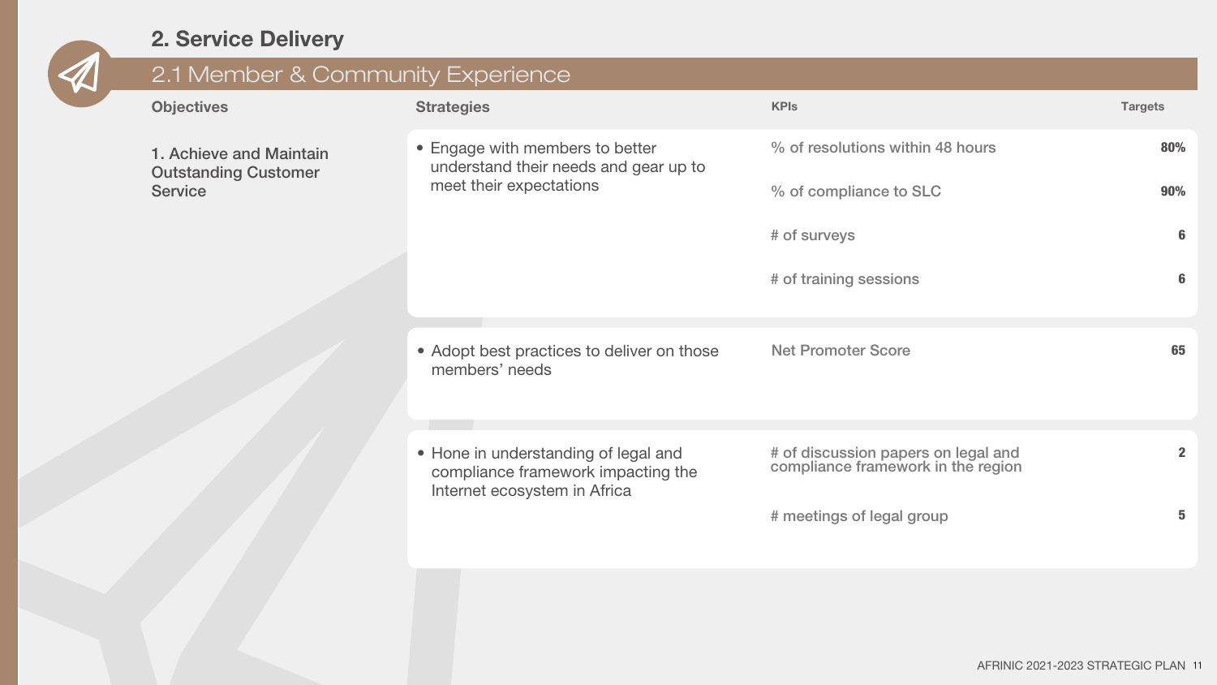## 2. Service Delivery

### 2.1 Member & Community Experience

| Objectives | Strategies | KPIs | Targets |
|---|---|---|---|
| 1. Achieve and Maintain Outstanding Customer Service | • Engage with members to better understand their needs and gear up to meet their expectations | % of resolutions within 48 hours | 80% |
| | | % of compliance to SLC | 90% |
| | | # of surveys | 6 |
| | | # of training sessions | 6 |
| | • Adopt best practices to deliver on those members' needs | Net Promoter Score | 65 |
| | • Hone in understanding of legal and compliance framework impacting the Internet ecosystem in Africa | # of discussion papers on legal and compliance framework in the region | 2 |
| | | # meetings of legal group | 5 |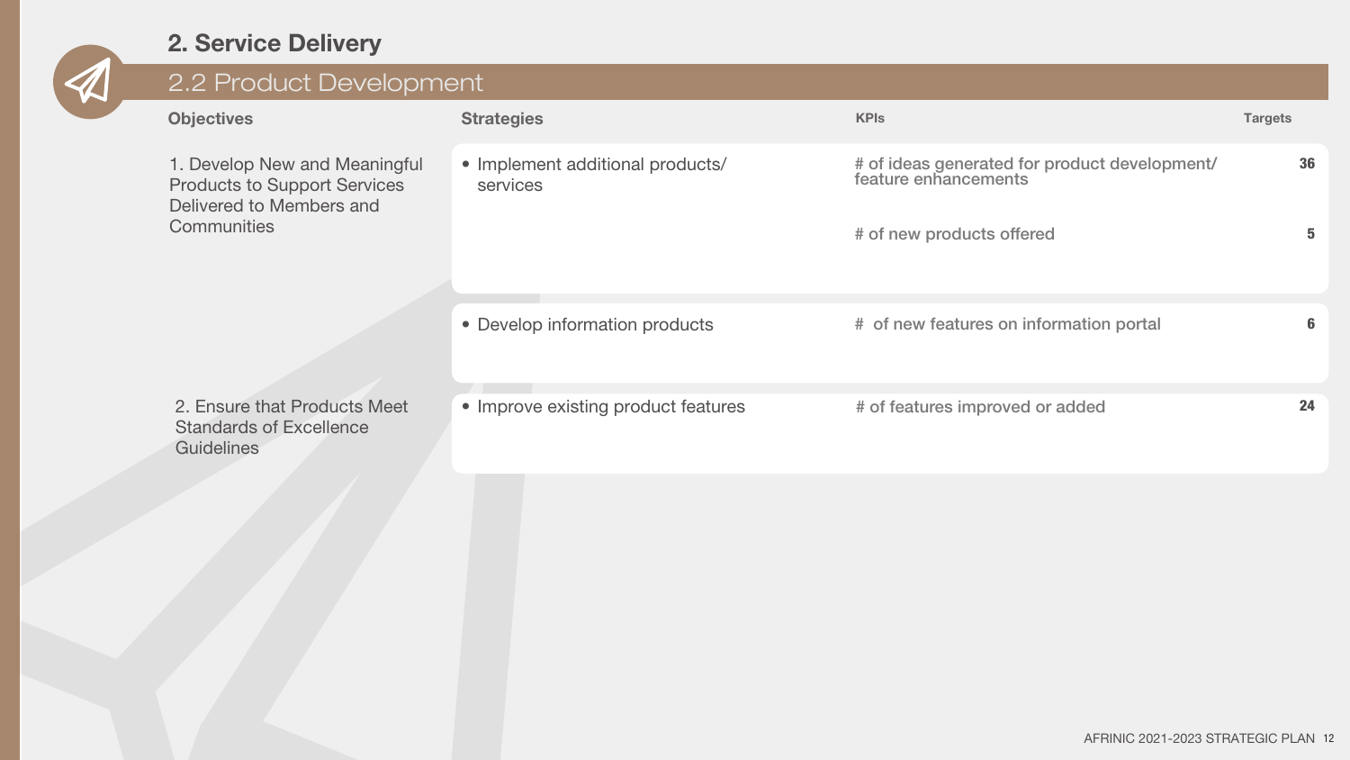## 2. Service Delivery

### 2.2 Product Development

| Objectives | Strategies | KPIs | Targets |
|---|---|---|---|
| 1. Develop New and Meaningful Products to Support Services Delivered to Members and Communities | • Implement additional products/ services | # of ideas generated for product development/ feature enhancements | 36 |
| | | # of new products offered | 5 |
| | • Develop information products | # of new features on information portal | 6 |
| 2. Ensure that Products Meet Standards of Excellence Guidelines | • Improve existing product features | # of features improved or added | 24 |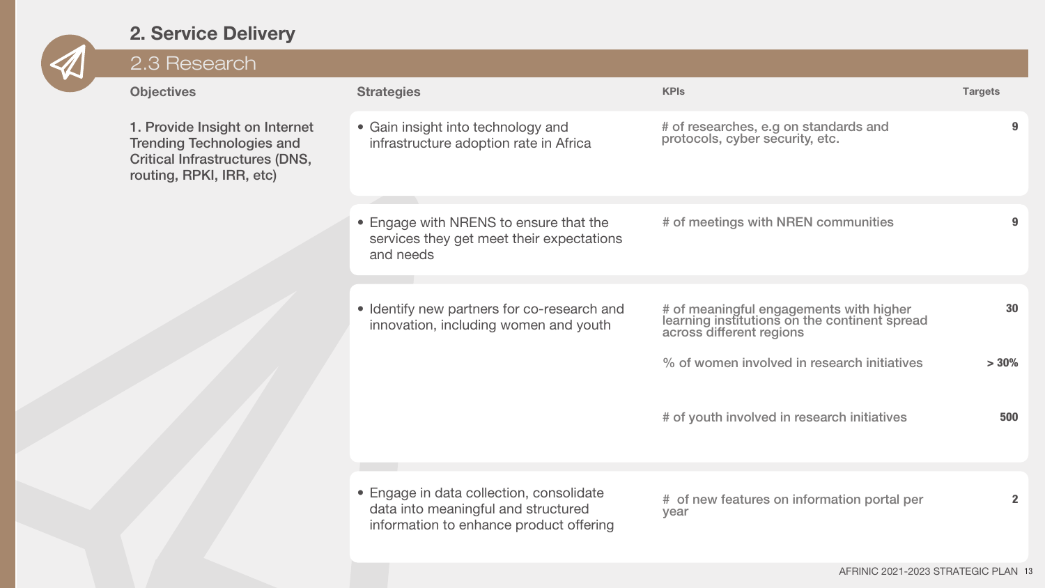## 2. Service Delivery

### 2.3 Research

| Objectives | Strategies | KPIs | Targets |
|---|---|---|---|
| 1. Provide Insight on Internet Trending Technologies and Critical Infrastructures (DNS, routing, RPKI, IRR, etc) | • Gain insight into technology and infrastructure adoption rate in Africa | # of researches, e.g on standards and protocols, cyber security, etc. | **9** |
| | • Engage with NRENS to ensure that the services they get meet their expectations and needs | # of meetings with NREN communities | **9** |
| | • Identify new partners for co-research and innovation, including women and youth | # of meaningful engagements with higher learning institutions on the continent spread across different regions | **30** |
| | | % of women involved in research initiatives | **> 30%** |
| | | # of youth involved in research initiatives | **500** |
| | • Engage in data collection, consolidate data into meaningful and structured information to enhance product offering | # of new features on information portal per year | **2** |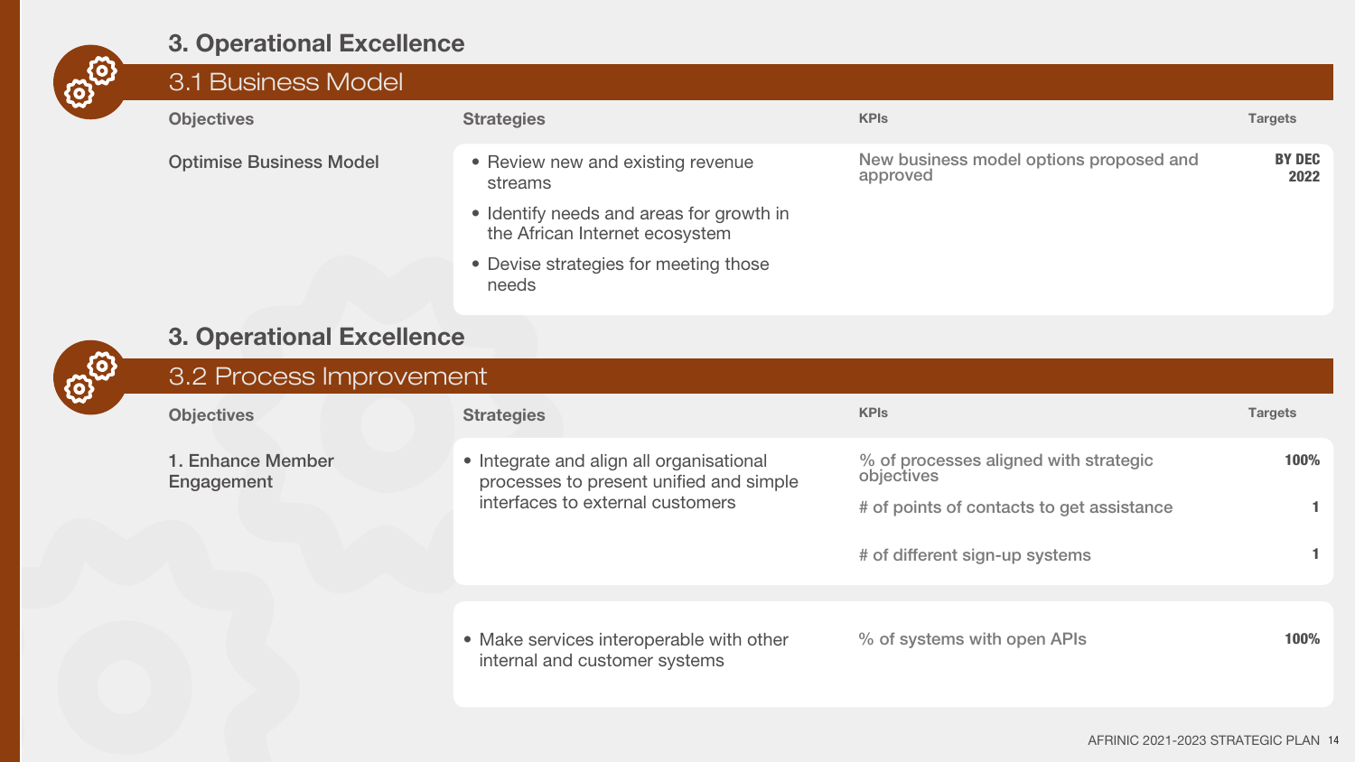## 3. Operational Excellence

### 3.1 Business Model

| Objectives | Strategies | KPIs | Targets |
| --- | --- | --- | --- |
| Optimise Business Model | • Review new and existing revenue streams<br>• Identify needs and areas for growth in the African Internet ecosystem<br>• Devise strategies for meeting those needs | New business model options proposed and approved | BY DEC 2022 |

## 3. Operational Excellence

### 3.2 Process Improvement

| Objectives | Strategies | KPIs | Targets |
| --- | --- | --- | --- |
| 1. Enhance Member Engagement | • Integrate and align all organisational processes to present unified and simple interfaces to external customers | % of processes aligned with strategic objectives | 100% |
| | | # of points of contacts to get assistance | 1 |
| | | # of different sign-up systems | 1 |
| | • Make services interoperable with other internal and customer systems | % of systems with open APIs | 100% |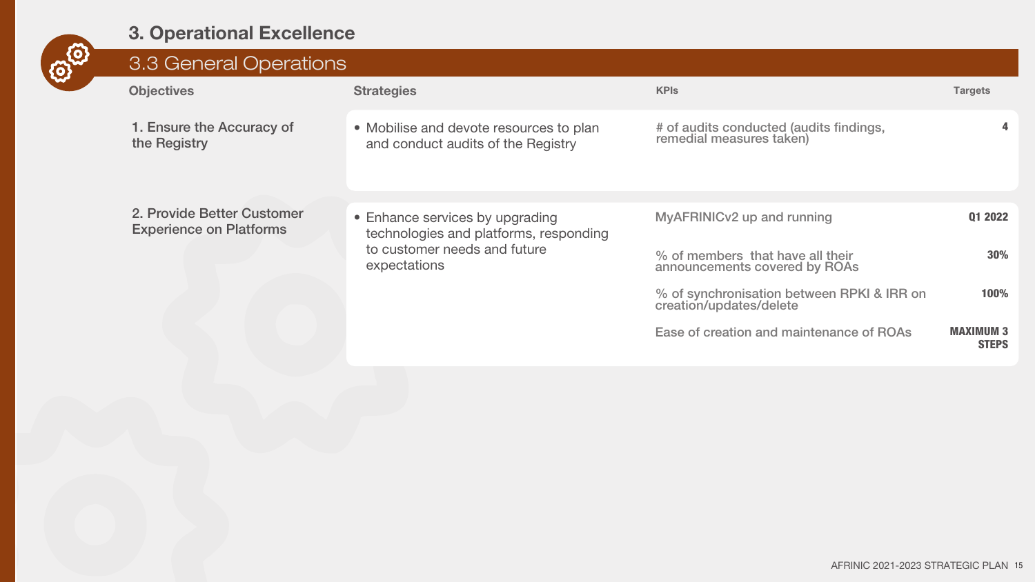# 3. Operational Excellence

## 3.3 General Operations

| Objectives | Strategies | KPIs | Targets |
|---|---|---|---|
| 1. Ensure the Accuracy of the Registry | • Mobilise and devote resources to plan and conduct audits of the Registry | # of audits conducted (audits findings, remedial measures taken) | 4 |
| 2. Provide Better Customer Experience on Platforms | • Enhance services by upgrading technologies and platforms, responding to customer needs and future expectations | MyAFRINICv2 up and running | Q1 2022 |
| | | % of members that have all their announcements covered by ROAs | 30% |
| | | % of synchronisation between RPKI & IRR on creation/updates/delete | 100% |
| | | Ease of creation and maintenance of ROAs | MAXIMUM 3 STEPS |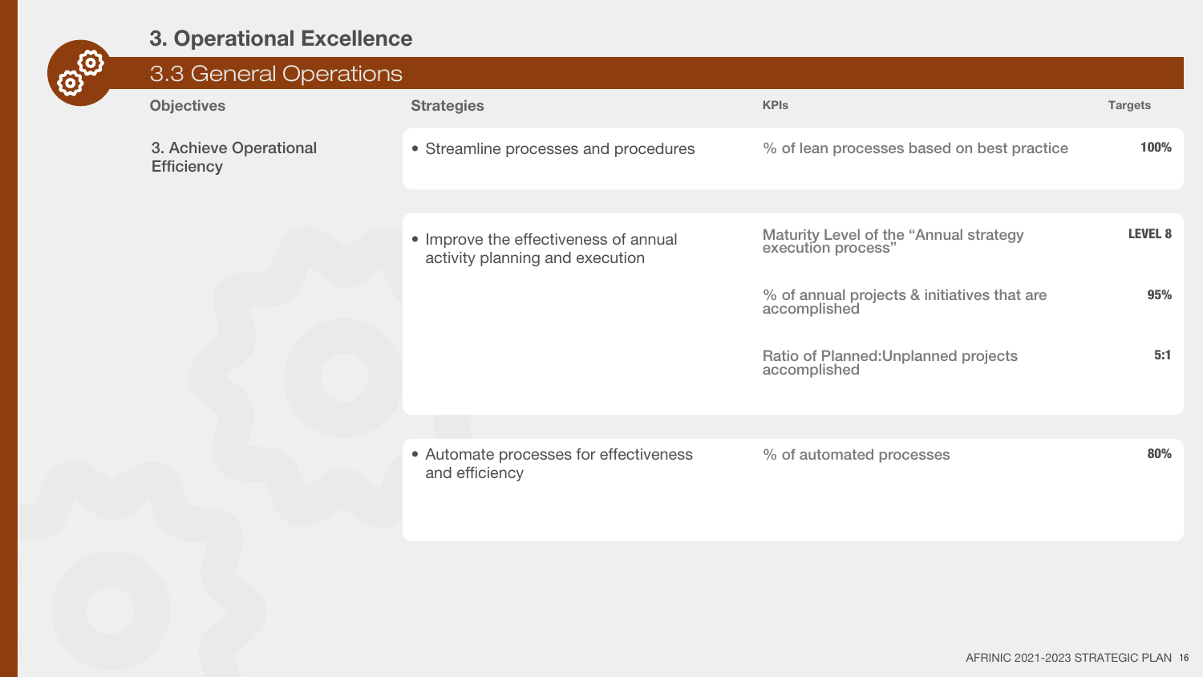# 3. Operational Excellence

## 3.3 General Operations

| Objectives | Strategies | KPIs | Targets |
|---|---|---|---|
| 3. Achieve Operational Efficiency | • Streamline processes and procedures | % of lean processes based on best practice | 100% |
| | • Improve the effectiveness of annual activity planning and execution | Maturity Level of the "Annual strategy execution process" | LEVEL 8 |
| | | % of annual projects & initiatives that are accomplished | 95% |
| | | Ratio of Planned:Unplanned projects accomplished | 5:1 |
| | • Automate processes for effectiveness and efficiency | % of automated processes | 80% |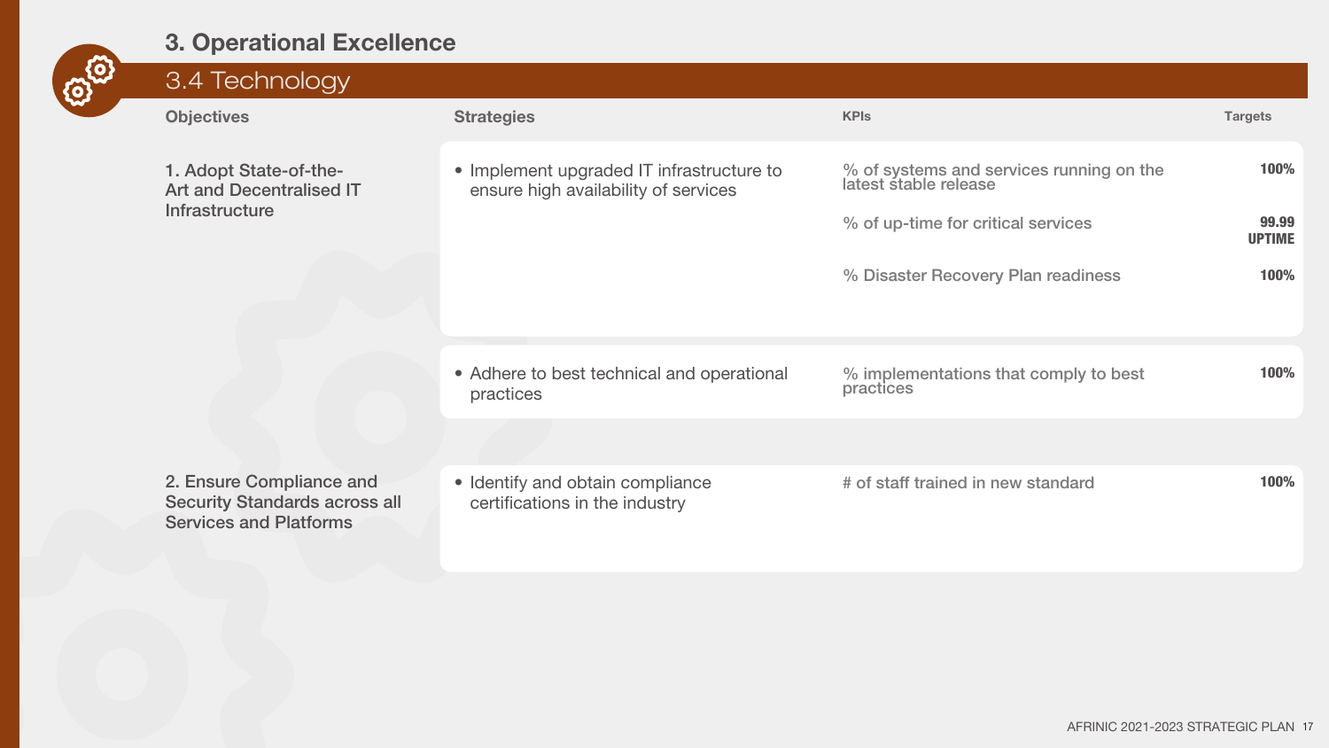# 3. Operational Excellence

## 3.4 Technology

| Objectives | Strategies | KPIs | Targets |
|---|---|---|---|
| 1. Adopt State-of-the-Art and Decentralised IT Infrastructure | • Implement upgraded IT infrastructure to ensure high availability of services | % of systems and services running on the latest stable release | 100% |
| | | % of up-time for critical services | 99.99 UPTIME |
| | | % Disaster Recovery Plan readiness | 100% |
| | • Adhere to best technical and operational practices | % implementations that comply to best practices | 100% |
| 2. Ensure Compliance and Security Standards across all Services and Platforms | • Identify and obtain compliance certifications in the industry | # of staff trained in new standard | 100% |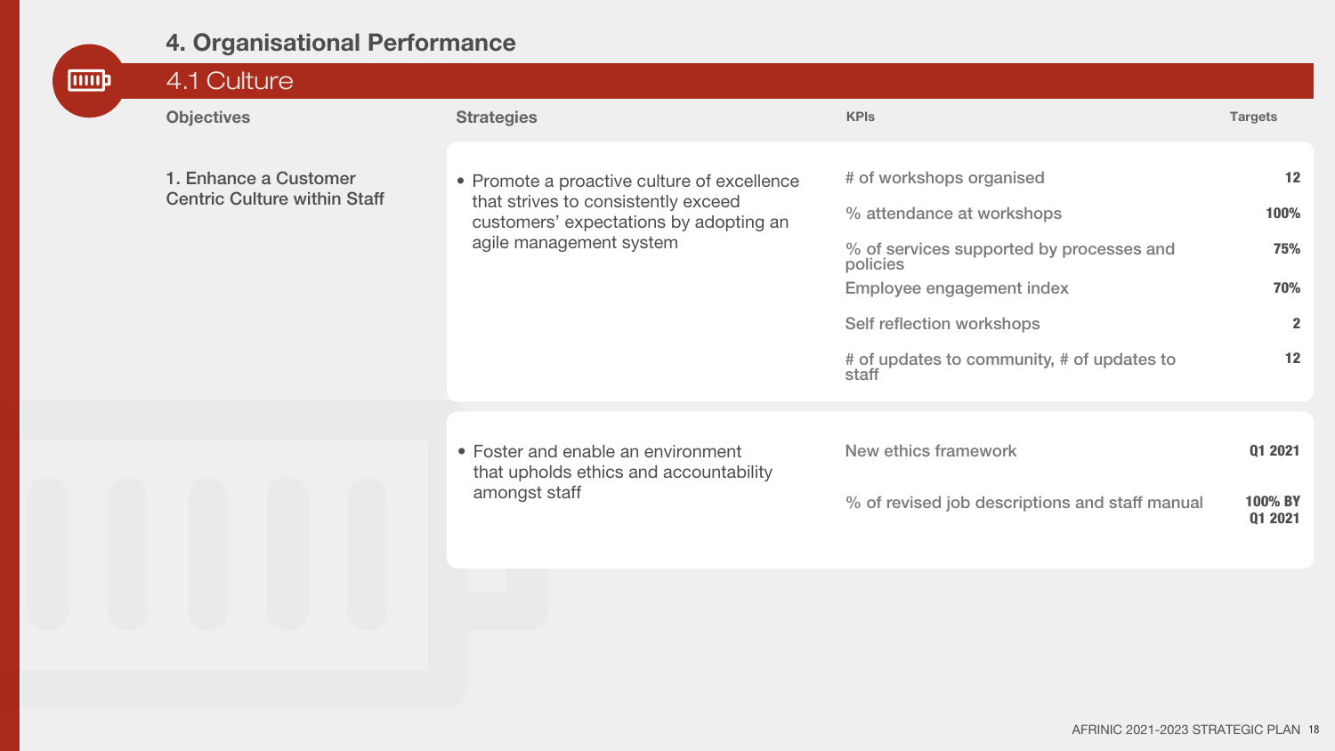# 4. Organisational Performance

## 4.1 Culture

| Objectives | Strategies | KPIs | Targets |
|---|---|---|---|
| 1. Enhance a Customer Centric Culture within Staff | • Promote a proactive culture of excellence that strives to consistently exceed customers' expectations by adopting an agile management system | # of workshops organised | 12 |
| | | % attendance at workshops | 100% |
| | | % of services supported by processes and policies | 75% |
| | | Employee engagement index | 70% |
| | | Self reflection workshops | 2 |
| | | # of updates to community, # of updates to staff | 12 |
| | • Foster and enable an environment that upholds ethics and accountability amongst staff | New ethics framework | Q1 2021 |
| | | % of revised job descriptions and staff manual | 100% BY Q1 2021 |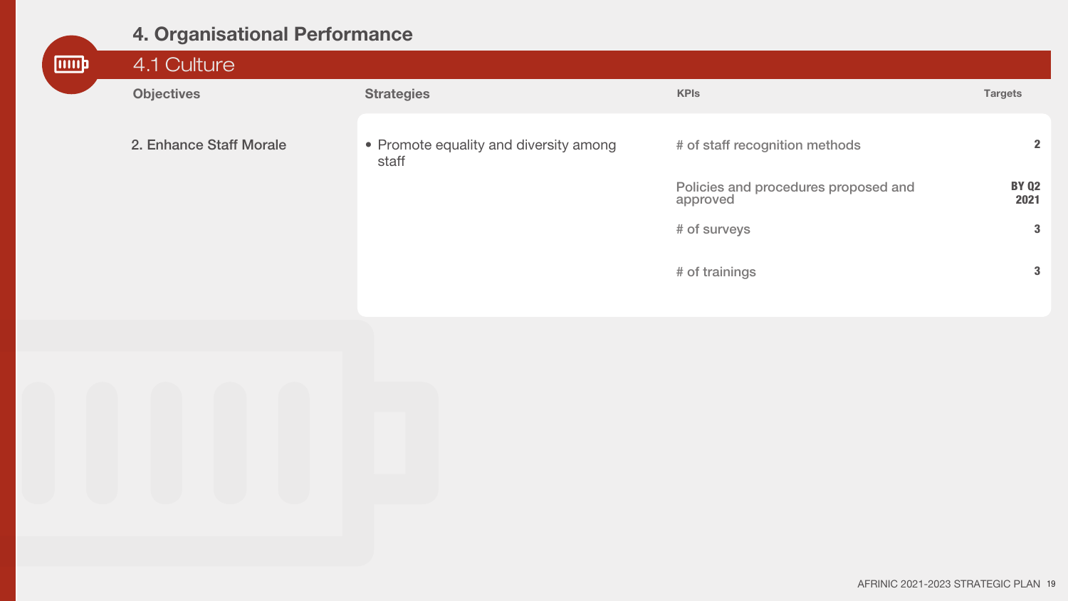# 4. Organisational Performance

## 4.1 Culture

| Objectives | Strategies | KPIs | Targets |
|---|---|---|---|
| 2. Enhance Staff Morale | • Promote equality and diversity among staff | # of staff recognition methods | 2 |
| | | Policies and procedures proposed and approved | BY Q2 2021 |
| | | # of surveys | 3 |
| | | # of trainings | 3 |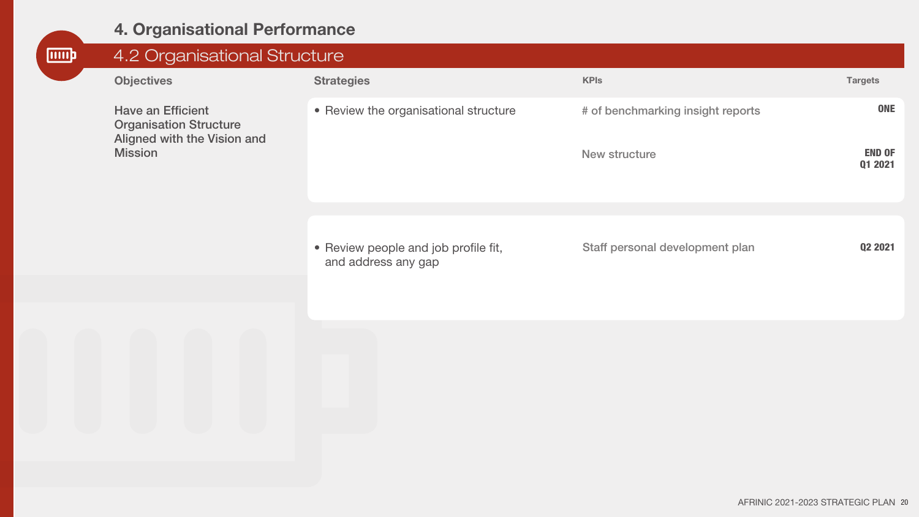## 4. Organisational Performance

### 4.2 Organisational Structure

| Objectives | Strategies | KPIs | Targets |
|---|---|---|---|
| Have an Efficient Organisation Structure Aligned with the Vision and Mission | • Review the organisational structure | # of benchmarking insight reports | ONE |
| | | New structure | END OF Q1 2021 |
| | • Review people and job profile fit, and address any gap | Staff personal development plan | Q2 2021 |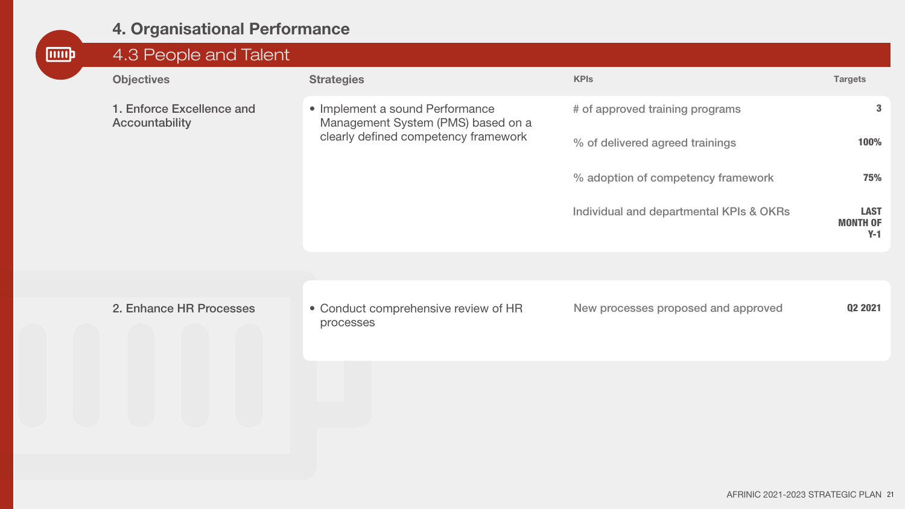# 4. Organisational Performance

## 4.3 People and Talent

| Objectives | Strategies | KPIs | Targets |
|---|---|---|---|
| 1. Enforce Excellence and Accountability | • Implement a sound Performance Management System (PMS) based on a clearly defined competency framework | # of approved training programs | **3** |
| | | % of delivered agreed trainings | **100%** |
| | | % adoption of competency framework | **75%** |
| | | Individual and departmental KPIs & OKRs | **LAST MONTH OF Y-1** |
| 2. Enhance HR Processes | • Conduct comprehensive review of HR processes | New processes proposed and approved | **Q2 2021** |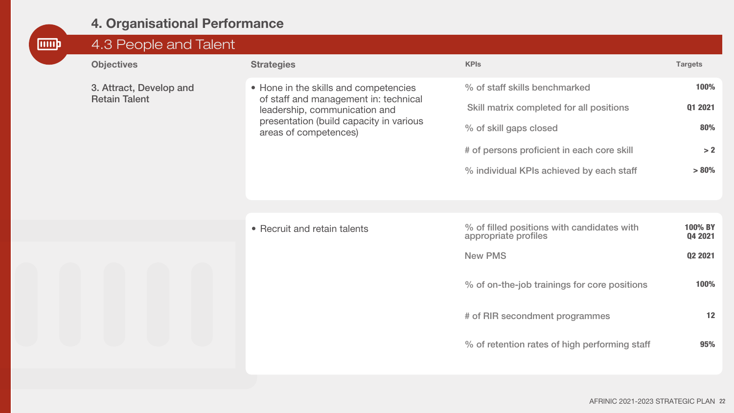## 4. Organisational Performance

### 4.3 People and Talent

| Objectives | Strategies | KPIs | Targets |
|---|---|---|---|
| 3. Attract, Develop and Retain Talent | • Hone in the skills and competencies of staff and management in: technical leadership, communication and presentation (build capacity in various areas of competences) | % of staff skills benchmarked | 100% |
| | | Skill matrix completed for all positions | Q1 2021 |
| | | % of skill gaps closed | 80% |
| | | # of persons proficient in each core skill | > 2 |
| | | % individual KPIs achieved by each staff | > 80% |
| | • Recruit and retain talents | % of filled positions with candidates with appropriate profiles | 100% BY Q4 2021 |
| | | New PMS | Q2 2021 |
| | | % of on-the-job trainings for core positions | 100% |
| | | # of RIR secondment programmes | 12 |
| | | % of retention rates of high performing staff | 95% |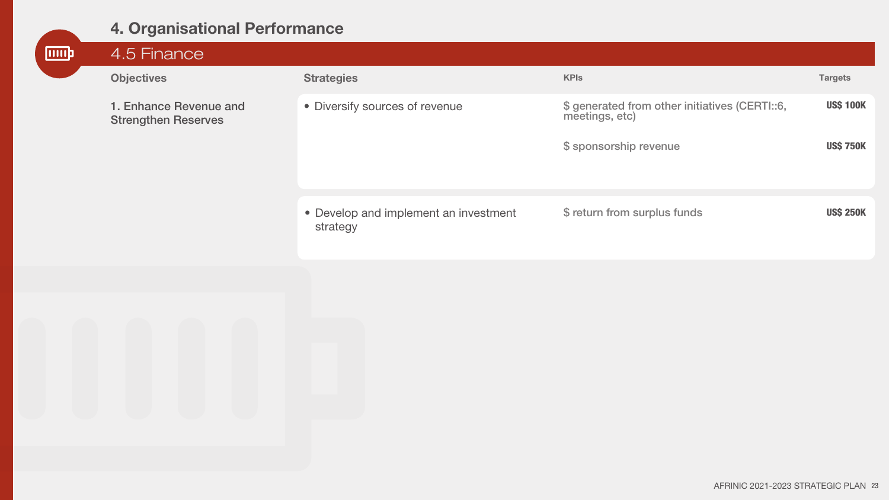# 4. Organisational Performance

## 4.5 Finance

| Objectives | Strategies | KPIs | Targets |
|---|---|---|---|
| 1. Enhance Revenue and Strengthen Reserves | • Diversify sources of revenue | $ generated from other initiatives (CERTI::6, meetings, etc) | **US$ 100K** |
| | | $ sponsorship revenue | **US$ 750K** |
| | • Develop and implement an investment strategy | $ return from surplus funds | **US$ 250K** |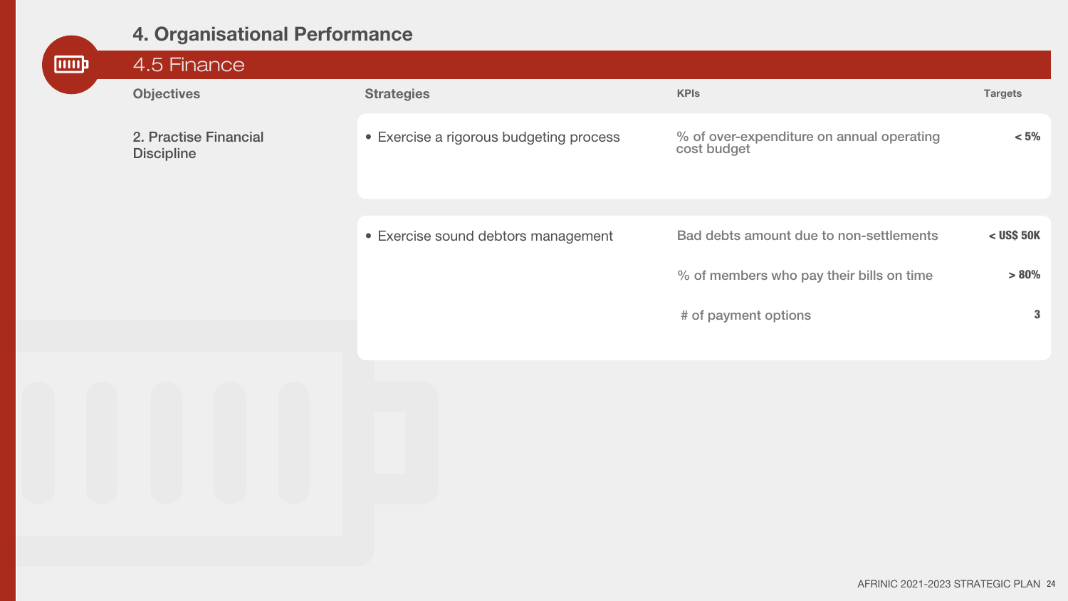# 4. Organisational Performance

## 4.5 Finance

| Objectives | Strategies | KPIs | Targets |
|---|---|---|---|
| 2. Practise Financial Discipline | • Exercise a rigorous budgeting process | % of over-expenditure on annual operating cost budget | < 5% |
| | • Exercise sound debtors management | Bad debts amount due to non-settlements | < US$ 50K |
| | | % of members who pay their bills on time | > 80% |
| | | # of payment options | 3 |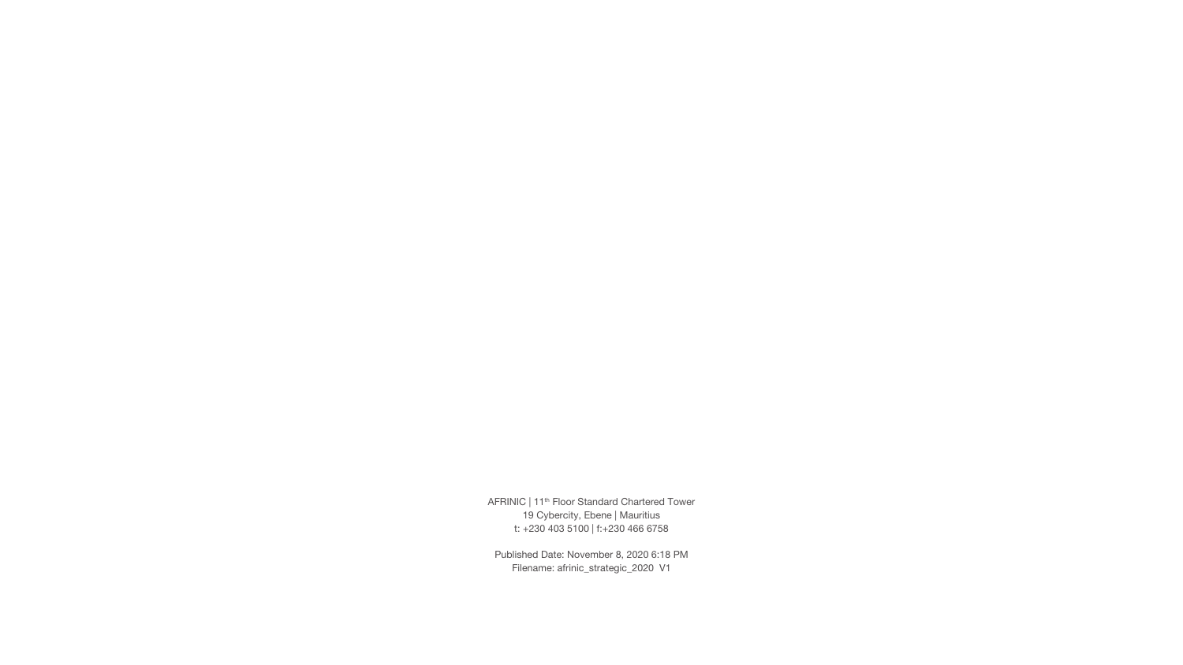AFRINIC | 11th Floor Standard Chartered Tower
19 Cybercity, Ebene | Mauritius
t: +230 403 5100 | f:+230 466 6758

Published Date: November 8, 2020 6:18 PM
Filename: afrinic_strategic_2020 V1